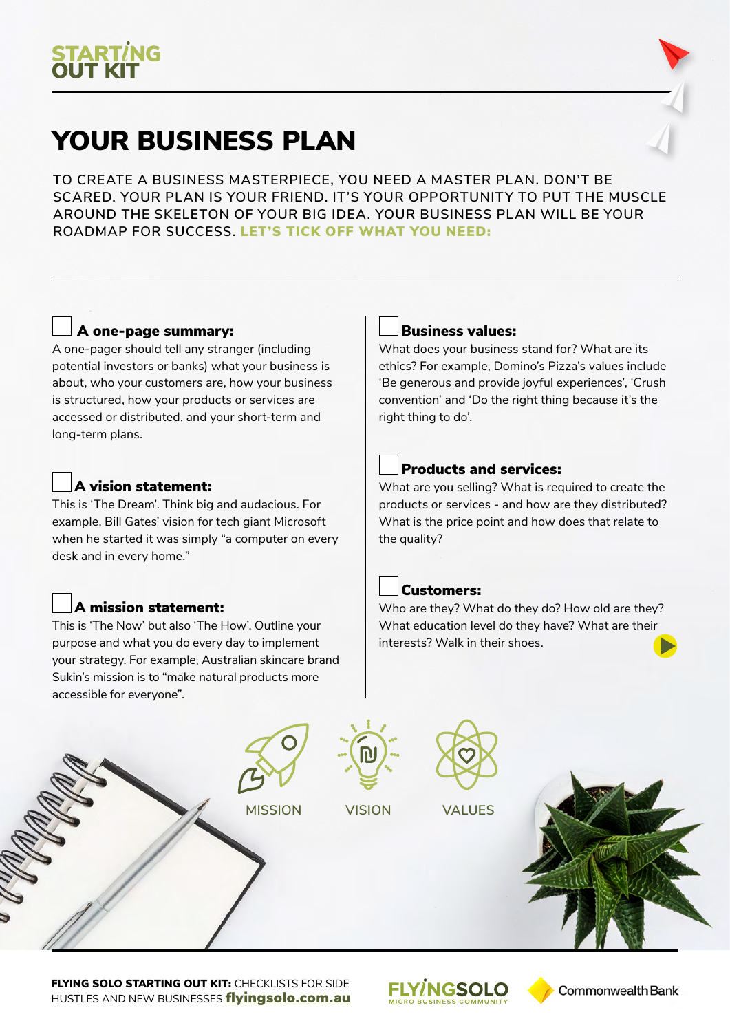STARTING OUT KIT

# YOUR BUSINESS PLAN

TO CREATE A BUSINESS MASTERPIECE, YOU NEED A MASTER PLAN. DON'T BE SCARED. YOUR PLAN IS YOUR FRIEND. IT'S YOUR OPPORTUNITY TO PUT THE MUSCLE AROUND THE SKELETON OF YOUR BIG IDEA. YOUR BUSINESS PLAN WILL BE YOUR ROADMAP FOR SUCCESS. **LET'S TICK OFF WHAT YOU NEED:**

- [ ] **A one-page summary:**
A one-pager should tell any stranger (including potential investors or banks) what your business is about, who your customers are, how your business is structured, how your products or services are accessed or distributed, and your short-term and long-term plans.

- [ ] **A vision statement:**
This is 'The Dream'. Think big and audacious. For example, Bill Gates' vision for tech giant Microsoft when he started it was simply "a computer on every desk and in every home."

- [ ] **A mission statement:**
This is 'The Now' but also 'The How'. Outline your purpose and what you do every day to implement your strategy. For example, Australian skincare brand Sukin's mission is to "make natural products more accessible for everyone".

- [ ] **Business values:**
What does your business stand for? What are its ethics? For example, Domino's Pizza's values include 'Be generous and provide joyful experiences', 'Crush convention' and 'Do the right thing because it's the right thing to do'.

- [ ] **Products and services:**
What are you selling? What is required to create the products or services - and how are they distributed? What is the price point and how does that relate to the quality?

- [ ] **Customers:**
Who are they? What do they do? How old are they? What education level do they have? What are their interests? Walk in their shoes.

MISSION VISION VALUES

**FLYING SOLO STARTING OUT KIT:** CHECKLISTS FOR SIDE HUSTLES AND NEW BUSINESSES **flyingsolo.com.au**

FLYINGSOLO MICRO BUSINESS COMMUNITY CommonwealthBank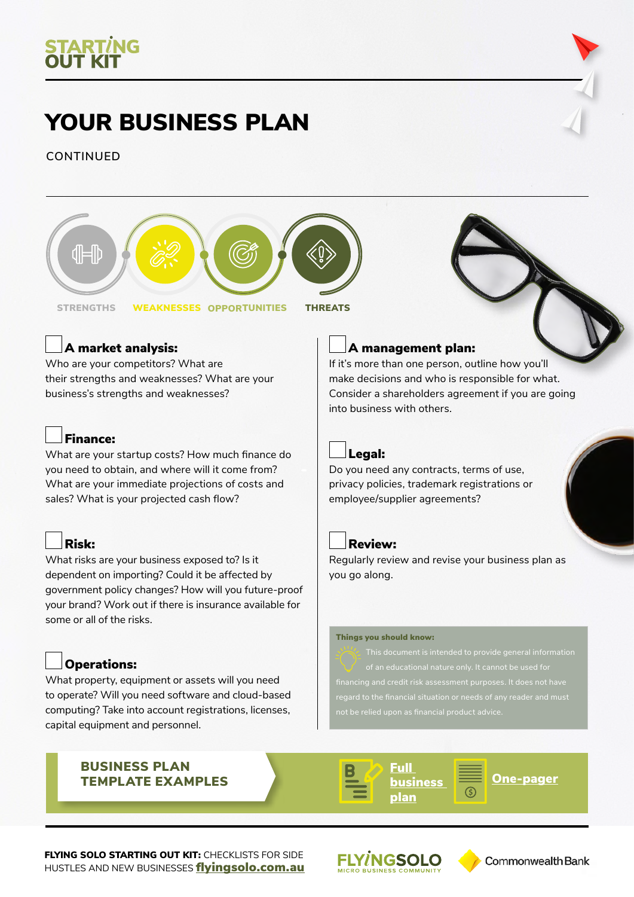STARTING OUT KIT

# YOUR BUSINESS PLAN

CONTINUED

STRENGTHS WEAKNESSES OPPORTUNITIES THREATS

### ☐ A market analysis:

Who are your competitors? What are their strengths and weaknesses? What are your business's strengths and weaknesses?

### ☐ Finance:

What are your startup costs? How much finance do you need to obtain, and where will it come from? What are your immediate projections of costs and sales? What is your projected cash flow?

### ☐ Risk:

What risks are your business exposed to? Is it dependent on importing? Could it be affected by government policy changes? How will you future-proof your brand? Work out if there is insurance available for some or all of the risks.

### ☐ Operations:

What property, equipment or assets will you need to operate? Will you need software and cloud-based computing? Take into account registrations, licenses, capital equipment and personnel.

### ☐ A management plan:

If it's more than one person, outline how you'll make decisions and who is responsible for what. Consider a shareholders agreement if you are going into business with others.

### ☐ Legal:

Do you need any contracts, terms of use, privacy policies, trademark registrations or employee/supplier agreements?

### ☐ Review:

Regularly review and revise your business plan as you go along.

**Things you should know:**

This document is intended to provide general information of an educational nature only. It cannot be used for financing and credit risk assessment purposes. It does not have regard to the financial situation or needs of any reader and must not be relied upon as financial product advice.

## BUSINESS PLAN TEMPLATE EXAMPLES

**Full business plan**

**One-pager**

**FLYING SOLO STARTING OUT KIT:** CHECKLISTS FOR SIDE HUSTLES AND NEW BUSINESSES **flyingsolo.com.au**

FLYINGSOLO MICRO BUSINESS COMMUNITY

CommonwealthBank